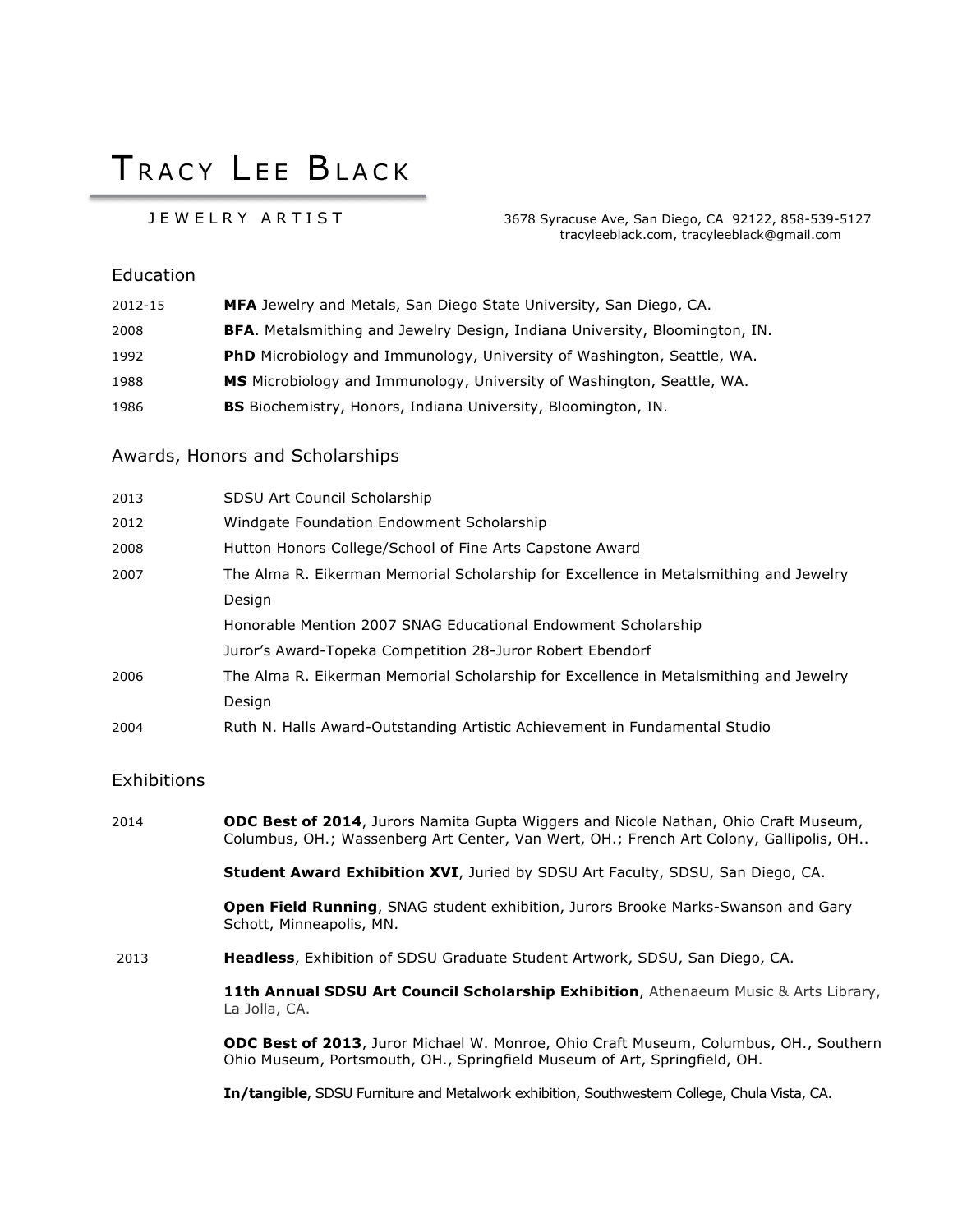# TRACY LEE BLACK

JEWELRY ARTIST

3678 Syracuse Ave, San Diego, CA 92122, 858-539-5127
tracyleeblack.com, tracyleeblack@gmail.com

## Education

| | |
|---|---|
| 2012-15 | **MFA** Jewelry and Metals, San Diego State University, San Diego, CA. |
| 2008 | **BFA**. Metalsmithing and Jewelry Design, Indiana University, Bloomington, IN. |
| 1992 | **PhD** Microbiology and Immunology, University of Washington, Seattle, WA. |
| 1988 | **MS** Microbiology and Immunology, University of Washington, Seattle, WA. |
| 1986 | **BS** Biochemistry, Honors, Indiana University, Bloomington, IN. |

## Awards, Honors and Scholarships

| | |
|---|---|
| 2013 | SDSU Art Council Scholarship |
| 2012 | Windgate Foundation Endowment Scholarship |
| 2008 | Hutton Honors College/School of Fine Arts Capstone Award |
| 2007 | The Alma R. Eikerman Memorial Scholarship for Excellence in Metalsmithing and Jewelry Design |
| | Honorable Mention 2007 SNAG Educational Endowment Scholarship |
| | Juror's Award-Topeka Competition 28-Juror Robert Ebendorf |
| 2006 | The Alma R. Eikerman Memorial Scholarship for Excellence in Metalsmithing and Jewelry Design |
| 2004 | Ruth N. Halls Award-Outstanding Artistic Achievement in Fundamental Studio |

## Exhibitions

2014

**ODC Best of 2014**, Jurors Namita Gupta Wiggers and Nicole Nathan, Ohio Craft Museum, Columbus, OH.; Wassenberg Art Center, Van Wert, OH.; French Art Colony, Gallipolis, OH..

**Student Award Exhibition XVI**, Juried by SDSU Art Faculty, SDSU, San Diego, CA.

**Open Field Running**, SNAG student exhibition, Jurors Brooke Marks-Swanson and Gary Schott, Minneapolis, MN.

2013

**Headless**, Exhibition of SDSU Graduate Student Artwork, SDSU, San Diego, CA.

**11th Annual SDSU Art Council Scholarship Exhibition**, Athenaeum Music & Arts Library, La Jolla, CA.

**ODC Best of 2013**, Juror Michael W. Monroe, Ohio Craft Museum, Columbus, OH., Southern Ohio Museum, Portsmouth, OH., Springfield Museum of Art, Springfield, OH.

**In/tangible**, SDSU Furniture and Metalwork exhibition, Southwestern College, Chula Vista, CA.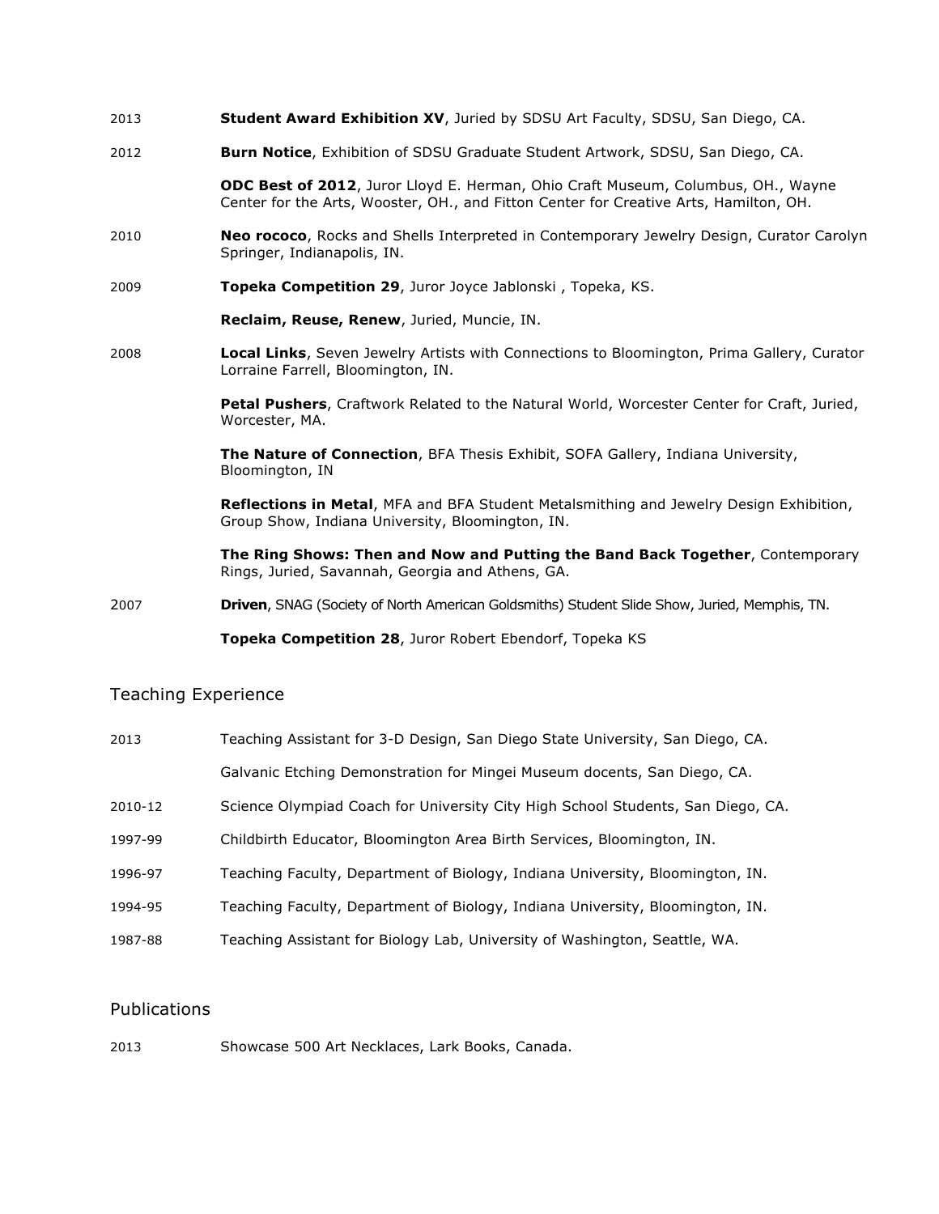2013 **Student Award Exhibition XV**, Juried by SDSU Art Faculty, SDSU, San Diego, CA.

2012 **Burn Notice**, Exhibition of SDSU Graduate Student Artwork, SDSU, San Diego, CA.

**ODC Best of 2012**, Juror Lloyd E. Herman, Ohio Craft Museum, Columbus, OH., Wayne Center for the Arts, Wooster, OH., and Fitton Center for Creative Arts, Hamilton, OH.

2010 **Neo rococo**, Rocks and Shells Interpreted in Contemporary Jewelry Design, Curator Carolyn Springer, Indianapolis, IN.

2009 **Topeka Competition 29**, Juror Joyce Jablonski , Topeka, KS.

**Reclaim, Reuse, Renew**, Juried, Muncie, IN.

2008 **Local Links**, Seven Jewelry Artists with Connections to Bloomington, Prima Gallery, Curator Lorraine Farrell, Bloomington, IN.

**Petal Pushers**, Craftwork Related to the Natural World, Worcester Center for Craft, Juried, Worcester, MA.

**The Nature of Connection**, BFA Thesis Exhibit, SOFA Gallery, Indiana University, Bloomington, IN

**Reflections in Metal**, MFA and BFA Student Metalsmithing and Jewelry Design Exhibition, Group Show, Indiana University, Bloomington, IN.

**The Ring Shows: Then and Now and Putting the Band Back Together**, Contemporary Rings, Juried, Savannah, Georgia and Athens, GA.

2007 **Driven**, SNAG (Society of North American Goldsmiths) Student Slide Show, Juried, Memphis, TN.

**Topeka Competition 28**, Juror Robert Ebendorf, Topeka KS

## Teaching Experience

2013 Teaching Assistant for 3-D Design, San Diego State University, San Diego, CA.

Galvanic Etching Demonstration for Mingei Museum docents, San Diego, CA.

2010-12 Science Olympiad Coach for University City High School Students, San Diego, CA.

1997-99 Childbirth Educator, Bloomington Area Birth Services, Bloomington, IN.

1996-97 Teaching Faculty, Department of Biology, Indiana University, Bloomington, IN.

1994-95 Teaching Faculty, Department of Biology, Indiana University, Bloomington, IN.

1987-88 Teaching Assistant for Biology Lab, University of Washington, Seattle, WA.

## Publications

2013 Showcase 500 Art Necklaces, Lark Books, Canada.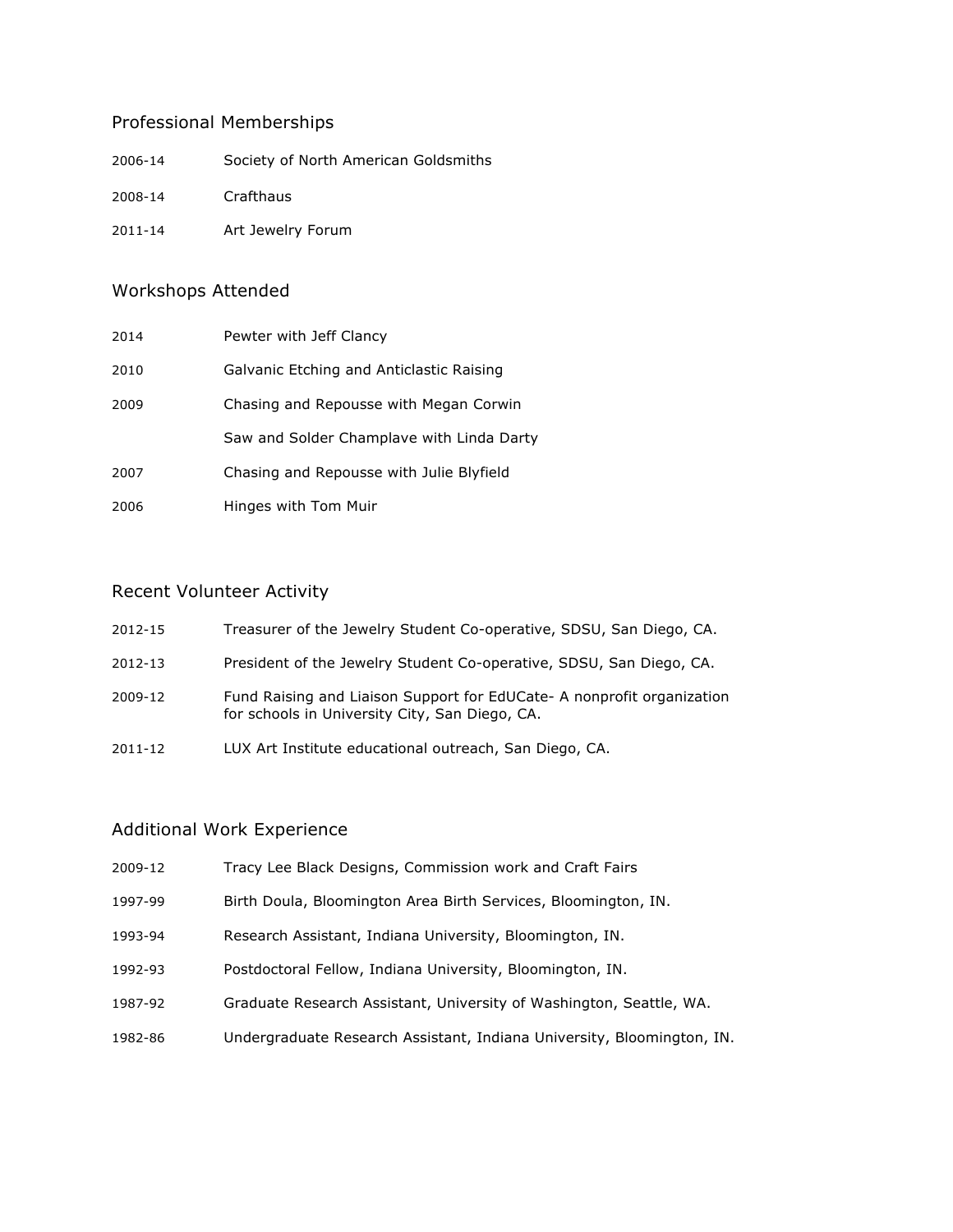## Professional Memberships

2006-14 Society of North American Goldsmiths

2008-14 Crafthaus

2011-14 Art Jewelry Forum

## Workshops Attended

2014 Pewter with Jeff Clancy

2010 Galvanic Etching and Anticlastic Raising

2009 Chasing and Repousse with Megan Corwin

Saw and Solder Champlave with Linda Darty

2007 Chasing and Repousse with Julie Blyfield

2006 Hinges with Tom Muir

## Recent Volunteer Activity

2012-15 Treasurer of the Jewelry Student Co-operative, SDSU, San Diego, CA.

2012-13 President of the Jewelry Student Co-operative, SDSU, San Diego, CA.

2009-12 Fund Raising and Liaison Support for EdUCate- A nonprofit organization for schools in University City, San Diego, CA.

2011-12 LUX Art Institute educational outreach, San Diego, CA.

## Additional Work Experience

2009-12 Tracy Lee Black Designs, Commission work and Craft Fairs

1997-99 Birth Doula, Bloomington Area Birth Services, Bloomington, IN.

1993-94 Research Assistant, Indiana University, Bloomington, IN.

1992-93 Postdoctoral Fellow, Indiana University, Bloomington, IN.

1987-92 Graduate Research Assistant, University of Washington, Seattle, WA.

1982-86 Undergraduate Research Assistant, Indiana University, Bloomington, IN.